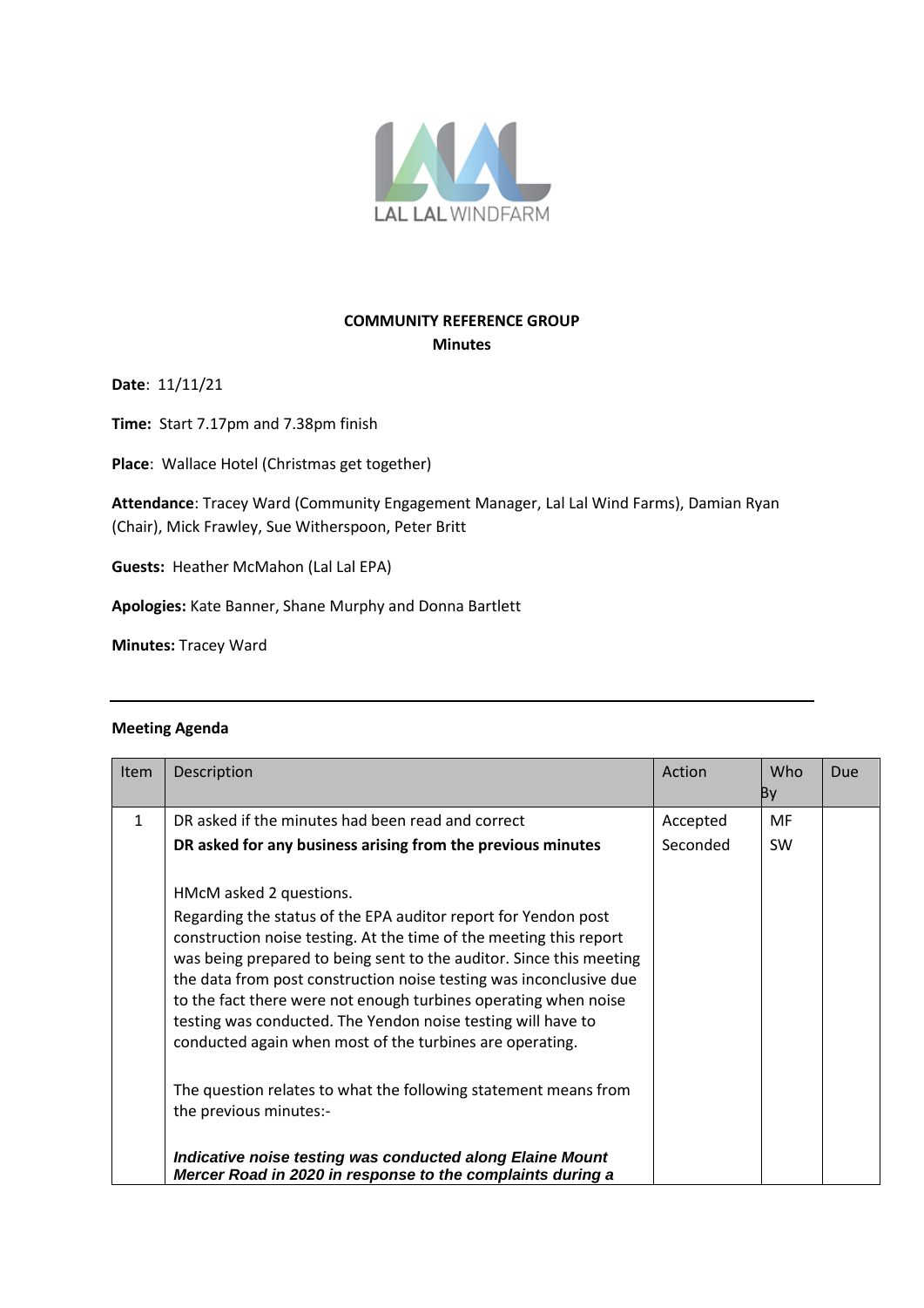LAL LAL WINDFARM

**COMMUNITY REFERENCE GROUP**
**Minutes**

**Date**: 11/11/21

**Time:** Start 7.17pm and 7.38pm finish

**Place**: Wallace Hotel (Christmas get together)

**Attendance**: Tracey Ward (Community Engagement Manager, Lal Lal Wind Farms), Damian Ryan (Chair), Mick Frawley, Sue Witherspoon, Peter Britt

**Guests:** Heather McMahon (Lal Lal EPA)

**Apologies:** Kate Banner, Shane Murphy and Donna Bartlett

**Minutes:** Tracey Ward

---

**Meeting Agenda**

| Item | Description | Action | Who By | Due |
|---|---|---|---|---|
| 1 | DR asked if the minutes had been read and correct<br>**DR asked for any business arising from the previous minutes**<br><br>HMcM asked 2 questions.<br>Regarding the status of the EPA auditor report for Yendon post construction noise testing. At the time of the meeting this report was being prepared to being sent to the auditor. Since this meeting the data from post construction noise testing was inconclusive due to the fact there were not enough turbines operating when noise testing was conducted. The Yendon noise testing will have to conducted again when most of the turbines are operating.<br><br>The question relates to what the following statement means from the previous minutes:-<br><br>***Indicative noise testing was conducted along Elaine Mount Mercer Road in 2020 in response to the complaints during a*** | Accepted<br>Seconded | MF<br>SW | |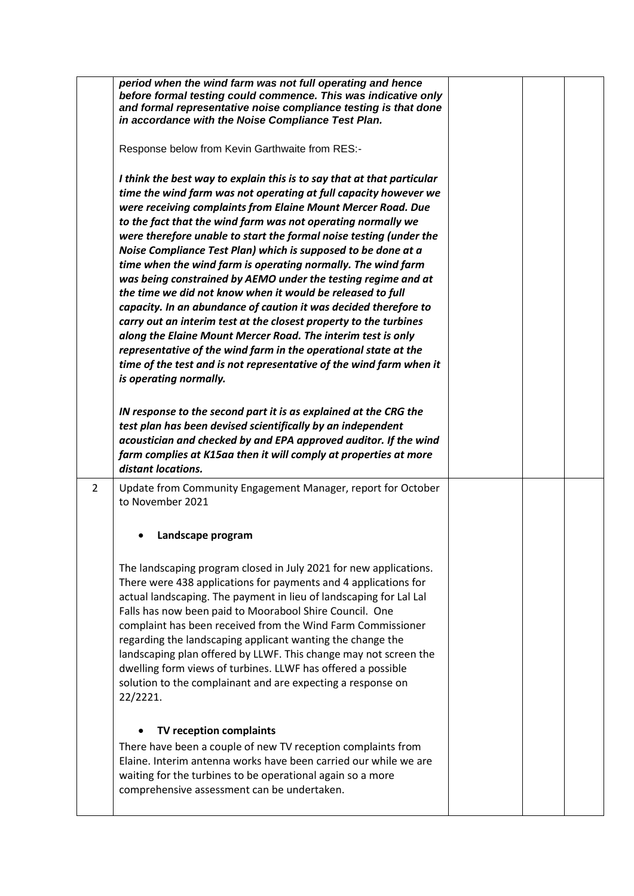| | | | | |
|---|---|---|---|---|
| | ***period when the wind farm was not full operating and hence before formal testing could commence. This was indicative only and formal representative noise compliance testing is that done in accordance with the Noise Compliance Test Plan.***<br><br>Response below from Kevin Garthwaite from RES:-<br><br>***I think the best way to explain this is to say that at that particular time the wind farm was not operating at full capacity however we were receiving complaints from Elaine Mount Mercer Road. Due to the fact that the wind farm was not operating normally we were therefore unable to start the formal noise testing (under the Noise Compliance Test Plan) which is supposed to be done at a time when the wind farm is operating normally. The wind farm was being constrained by AEMO under the testing regime and at the time we did not know when it would be released to full capacity. In an abundance of caution it was decided therefore to carry out an interim test at the closest property to the turbines along the Elaine Mount Mercer Road. The interim test is only representative of the wind farm in the operational state at the time of the test and is not representative of the wind farm when it is operating normally.***<br><br>***IN response to the second part it is as explained at the CRG the test plan has been devised scientifically by an independent acoustician and checked by and EPA approved auditor. If the wind farm complies at K15aa then it will comply at properties at more distant locations.*** | | | |
| 2 | Update from Community Engagement Manager, report for October to November 2021<br><br>• **Landscape program**<br><br>The landscaping program closed in July 2021 for new applications. There were 438 applications for payments and 4 applications for actual landscaping. The payment in lieu of landscaping for Lal Lal Falls has now been paid to Moorabool Shire Council. One complaint has been received from the Wind Farm Commissioner regarding the landscaping applicant wanting the change the landscaping plan offered by LLWF. This change may not screen the dwelling form views of turbines. LLWF has offered a possible solution to the complainant and are expecting a response on 22/2221.<br><br>• **TV reception complaints**<br><br>There have been a couple of new TV reception complaints from Elaine. Interim antenna works have been carried our while we are waiting for the turbines to be operational again so a more comprehensive assessment can be undertaken. | | | |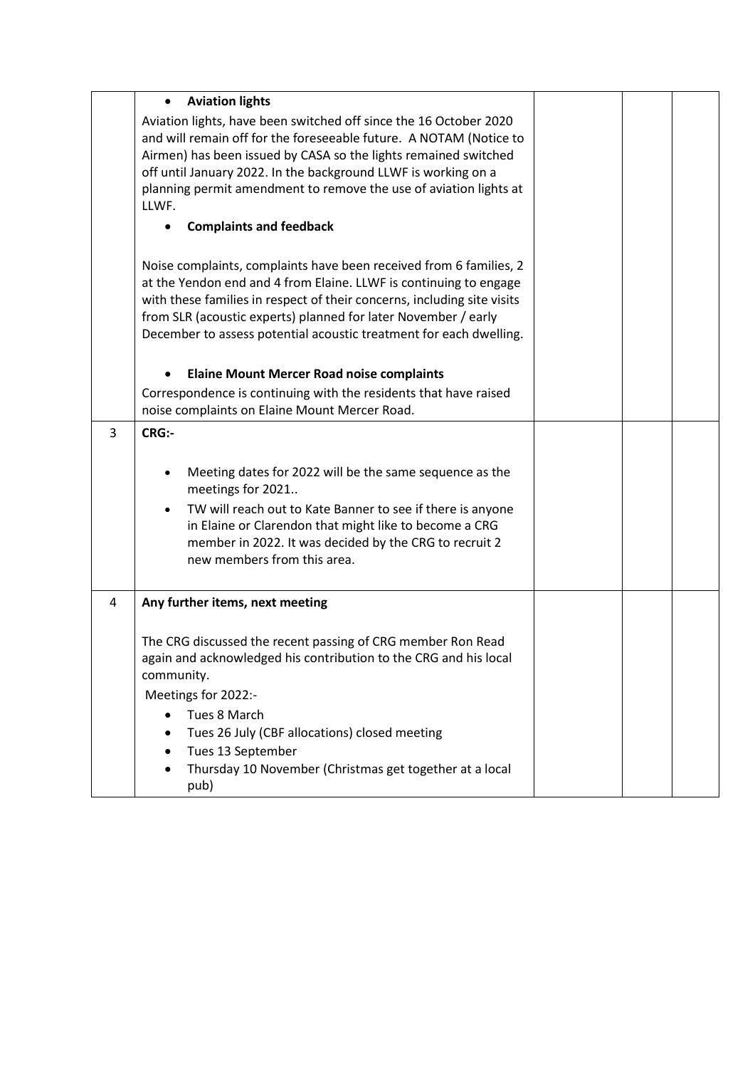| | | | | |
|---|---|---|---|---|
| | • **Aviation lights**<br>Aviation lights, have been switched off since the 16 October 2020 and will remain off for the foreseeable future. A NOTAM (Notice to Airmen) has been issued by CASA so the lights remained switched off until January 2022. In the background LLWF is working on a planning permit amendment to remove the use of aviation lights at LLWF.<br>• **Complaints and feedback**<br>Noise complaints, complaints have been received from 6 families, 2 at the Yendon end and 4 from Elaine. LLWF is continuing to engage with these families in respect of their concerns, including site visits from SLR (acoustic experts) planned for later November / early December to assess potential acoustic treatment for each dwelling.<br>• **Elaine Mount Mercer Road noise complaints**<br>Correspondence is continuing with the residents that have raised noise complaints on Elaine Mount Mercer Road. | | | |
| 3 | **CRG:-**<br>• Meeting dates for 2022 will be the same sequence as the meetings for 2021..<br>• TW will reach out to Kate Banner to see if there is anyone in Elaine or Clarendon that might like to become a CRG member in 2022. It was decided by the CRG to recruit 2 new members from this area. | | | |
| 4 | **Any further items, next meeting**<br>The CRG discussed the recent passing of CRG member Ron Read again and acknowledged his contribution to the CRG and his local community.<br>Meetings for 2022:-<br>• Tues 8 March<br>• Tues 26 July (CBF allocations) closed meeting<br>• Tues 13 September<br>• Thursday 10 November (Christmas get together at a local pub) | | | |